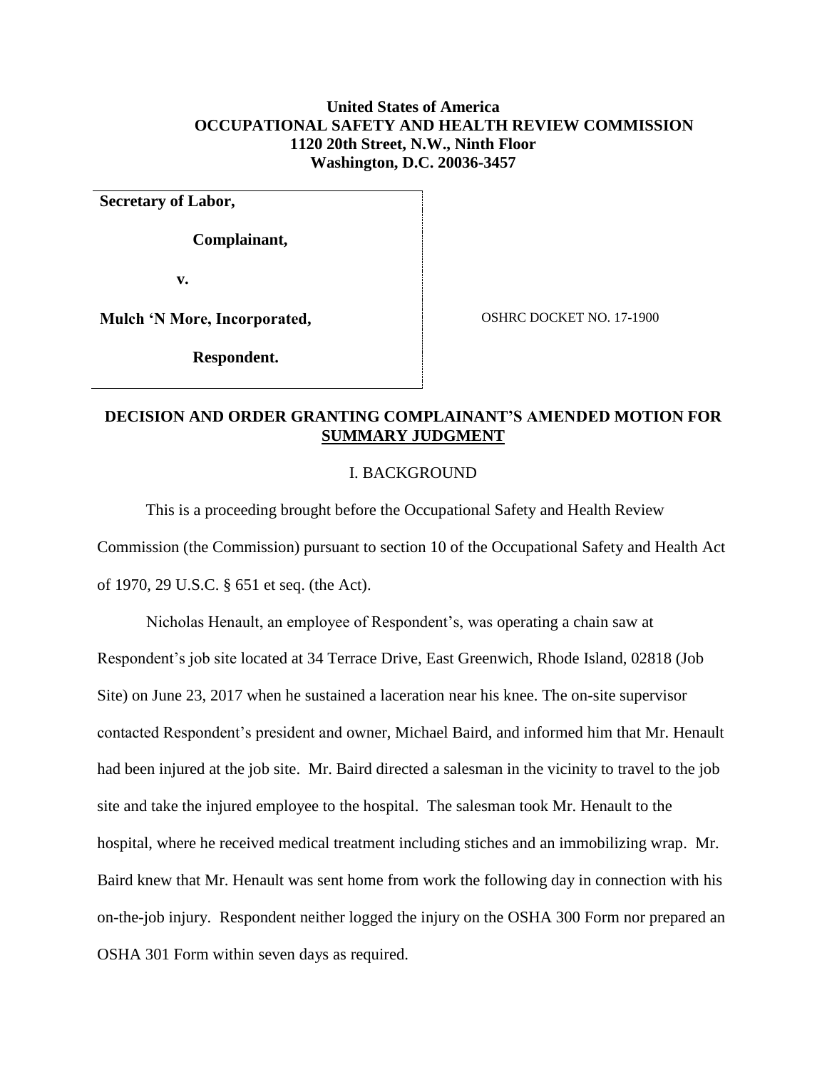**United States of America**
**OCCUPATIONAL SAFETY AND HEALTH REVIEW COMMISSION**
**1120 20th Street, N.W., Ninth Floor**
**Washington, D.C. 20036-3457**

| | |
|---|---|
| **Secretary of Labor,** | |
| **Complainant,** | |
| **v.** | |
| **Mulch 'N More, Incorporated,** | OSHRC DOCKET NO. 17-1900 |
| **Respondent.** | |

## DECISION AND ORDER GRANTING COMPLAINANT'S AMENDED MOTION FOR SUMMARY JUDGMENT

### I. BACKGROUND

This is a proceeding brought before the Occupational Safety and Health Review Commission (the Commission) pursuant to section 10 of the Occupational Safety and Health Act of 1970, 29 U.S.C. § 651 et seq. (the Act).

Nicholas Henault, an employee of Respondent's, was operating a chain saw at Respondent's job site located at 34 Terrace Drive, East Greenwich, Rhode Island, 02818 (Job Site) on June 23, 2017 when he sustained a laceration near his knee. The on-site supervisor contacted Respondent's president and owner, Michael Baird, and informed him that Mr. Henault had been injured at the job site. Mr. Baird directed a salesman in the vicinity to travel to the job site and take the injured employee to the hospital. The salesman took Mr. Henault to the hospital, where he received medical treatment including stiches and an immobilizing wrap. Mr. Baird knew that Mr. Henault was sent home from work the following day in connection with his on-the-job injury. Respondent neither logged the injury on the OSHA 300 Form nor prepared an OSHA 301 Form within seven days as required.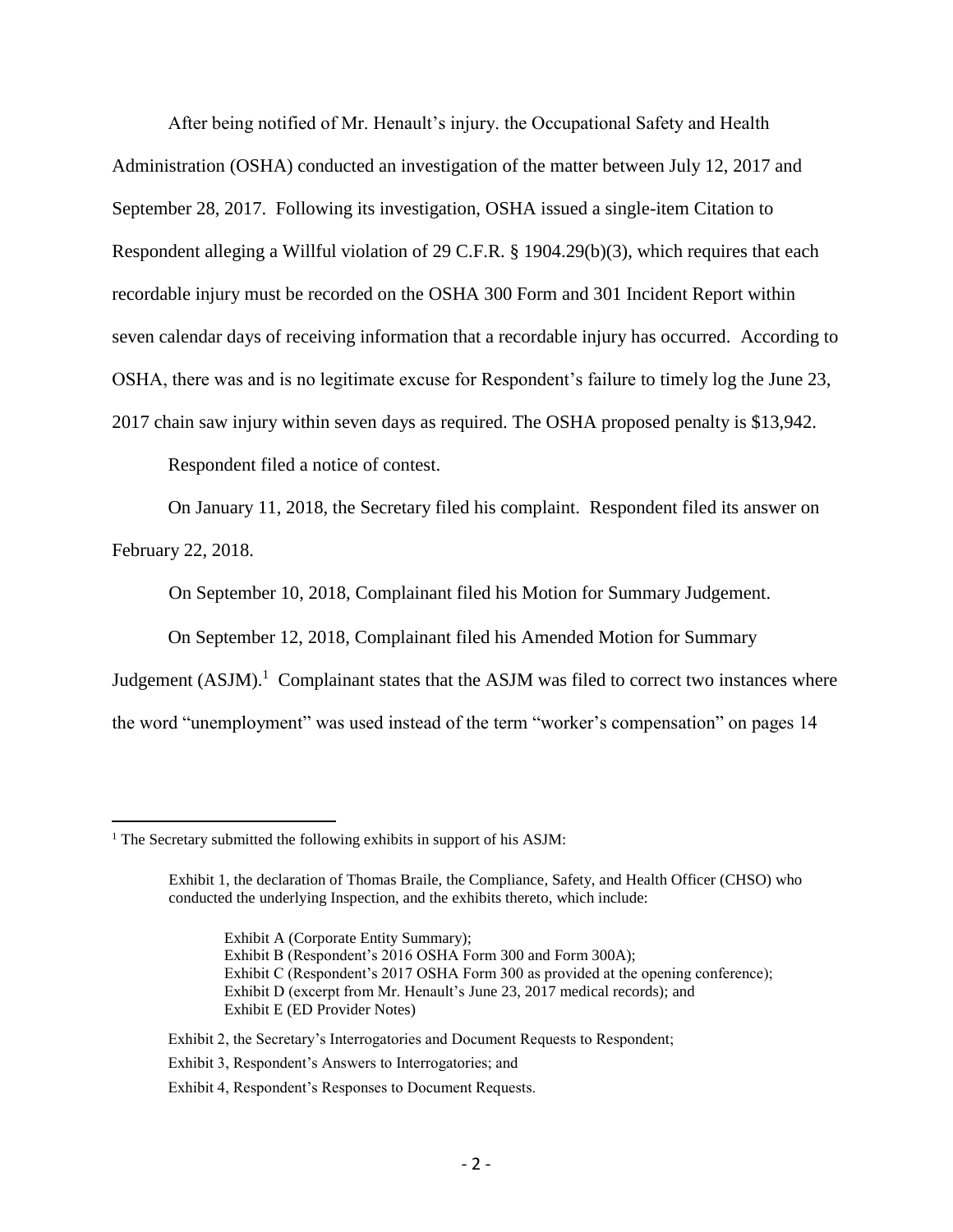After being notified of Mr. Henault's injury. the Occupational Safety and Health Administration (OSHA) conducted an investigation of the matter between July 12, 2017 and September 28, 2017. Following its investigation, OSHA issued a single-item Citation to Respondent alleging a Willful violation of 29 C.F.R. § 1904.29(b)(3), which requires that each recordable injury must be recorded on the OSHA 300 Form and 301 Incident Report within seven calendar days of receiving information that a recordable injury has occurred. According to OSHA, there was and is no legitimate excuse for Respondent's failure to timely log the June 23, 2017 chain saw injury within seven days as required. The OSHA proposed penalty is $13,942.

Respondent filed a notice of contest.

On January 11, 2018, the Secretary filed his complaint. Respondent filed its answer on February 22, 2018.

On September 10, 2018, Complainant filed his Motion for Summary Judgement.

On September 12, 2018, Complainant filed his Amended Motion for Summary Judgement (ASJM).[1] Complainant states that the ASJM was filed to correct two instances where the word "unemployment" was used instead of the term "worker's compensation" on pages 14

---

[1] The Secretary submitted the following exhibits in support of his ASJM:

> Exhibit 1, the declaration of Thomas Braile, the Compliance, Safety, and Health Officer (CHSO) who conducted the underlying Inspection, and the exhibits thereto, which include:
>
> > Exhibit A (Corporate Entity Summary);
> > Exhibit B (Respondent's 2016 OSHA Form 300 and Form 300A);
> > Exhibit C (Respondent's 2017 OSHA Form 300 as provided at the opening conference);
> > Exhibit D (excerpt from Mr. Henault's June 23, 2017 medical records); and
> > Exhibit E (ED Provider Notes)
>
> Exhibit 2, the Secretary's Interrogatories and Document Requests to Respondent;
>
> Exhibit 3, Respondent's Answers to Interrogatories; and
>
> Exhibit 4, Respondent's Responses to Document Requests.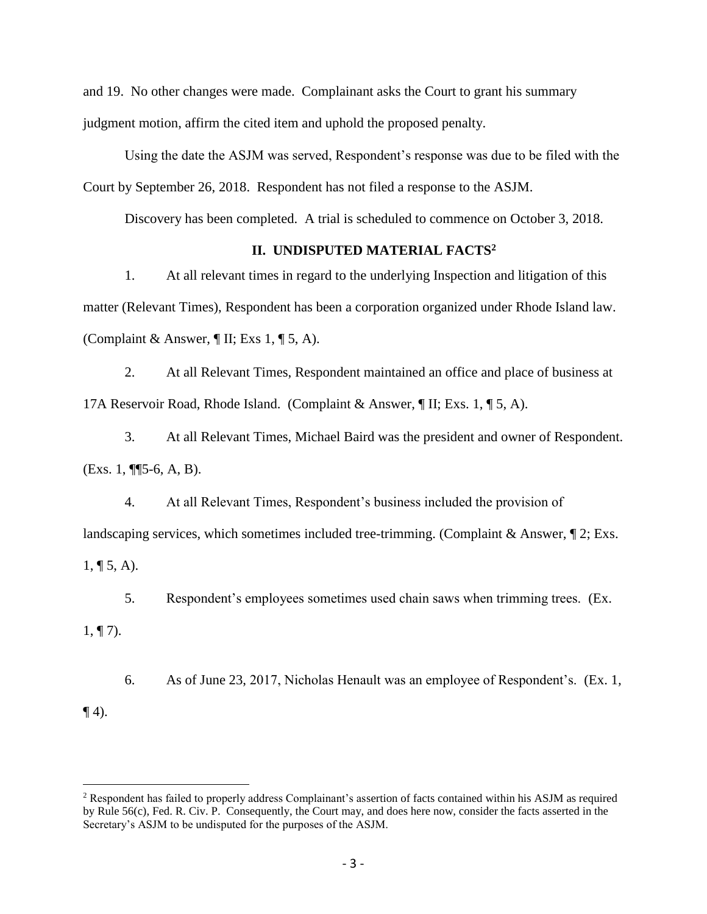and 19. No other changes were made. Complainant asks the Court to grant his summary judgment motion, affirm the cited item and uphold the proposed penalty.

Using the date the ASJM was served, Respondent's response was due to be filed with the Court by September 26, 2018. Respondent has not filed a response to the ASJM.

Discovery has been completed. A trial is scheduled to commence on October 3, 2018.

## II. UNDISPUTED MATERIAL FACTS[2]

1. At all relevant times in regard to the underlying Inspection and litigation of this matter (Relevant Times), Respondent has been a corporation organized under Rhode Island law. (Complaint & Answer, ¶ II; Exs 1, ¶ 5, A).

2. At all Relevant Times, Respondent maintained an office and place of business at 17A Reservoir Road, Rhode Island. (Complaint & Answer, ¶ II; Exs. 1, ¶ 5, A).

3. At all Relevant Times, Michael Baird was the president and owner of Respondent. (Exs. 1, ¶¶5-6, A, B).

4. At all Relevant Times, Respondent's business included the provision of landscaping services, which sometimes included tree-trimming. (Complaint & Answer, ¶ 2; Exs. 1, ¶ 5, A).

5. Respondent's employees sometimes used chain saws when trimming trees. (Ex. 1, ¶ 7).

6. As of June 23, 2017, Nicholas Henault was an employee of Respondent's. (Ex. 1, ¶ 4).

---

[2] Respondent has failed to properly address Complainant's assertion of facts contained within his ASJM as required by Rule 56(c), Fed. R. Civ. P. Consequently, the Court may, and does here now, consider the facts asserted in the Secretary's ASJM to be undisputed for the purposes of the ASJM.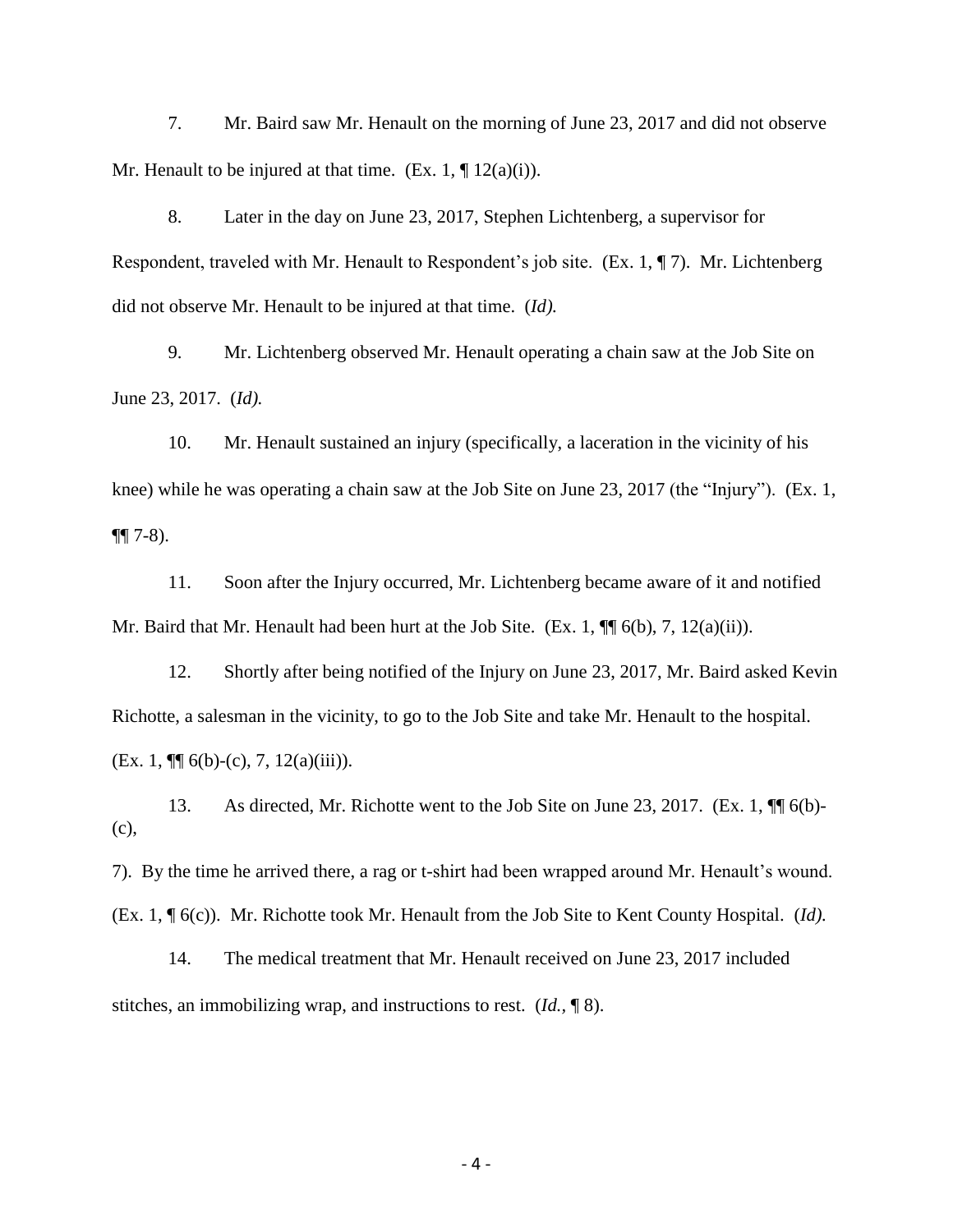7. Mr. Baird saw Mr. Henault on the morning of June 23, 2017 and did not observe Mr. Henault to be injured at that time. (Ex. 1, ¶ 12(a)(i)).

8. Later in the day on June 23, 2017, Stephen Lichtenberg, a supervisor for Respondent, traveled with Mr. Henault to Respondent's job site. (Ex. 1, ¶ 7). Mr. Lichtenberg did not observe Mr. Henault to be injured at that time. (*Id).*

9. Mr. Lichtenberg observed Mr. Henault operating a chain saw at the Job Site on June 23, 2017. (*Id).*

10. Mr. Henault sustained an injury (specifically, a laceration in the vicinity of his knee) while he was operating a chain saw at the Job Site on June 23, 2017 (the "Injury"). (Ex. 1, ¶¶ 7-8).

11. Soon after the Injury occurred, Mr. Lichtenberg became aware of it and notified Mr. Baird that Mr. Henault had been hurt at the Job Site. (Ex. 1, ¶¶ 6(b), 7, 12(a)(ii)).

12. Shortly after being notified of the Injury on June 23, 2017, Mr. Baird asked Kevin Richotte, a salesman in the vicinity, to go to the Job Site and take Mr. Henault to the hospital. (Ex. 1, ¶¶ 6(b)-(c), 7, 12(a)(iii)).

13. As directed, Mr. Richotte went to the Job Site on June 23, 2017. (Ex. 1, ¶¶ 6(b)-(c), 7). By the time he arrived there, a rag or t-shirt had been wrapped around Mr. Henault's wound. (Ex. 1, ¶ 6(c)). Mr. Richotte took Mr. Henault from the Job Site to Kent County Hospital. (*Id).*

14. The medical treatment that Mr. Henault received on June 23, 2017 included stitches, an immobilizing wrap, and instructions to rest. (*Id.*, ¶ 8).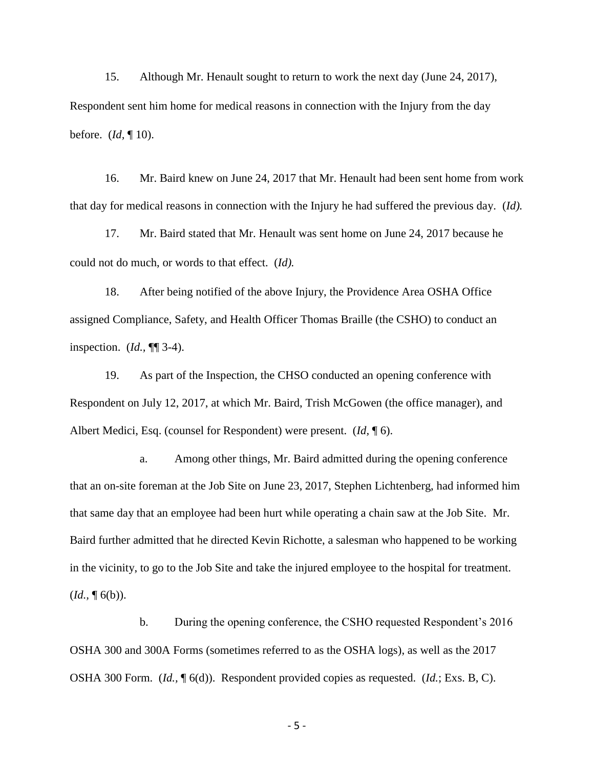15. Although Mr. Henault sought to return to work the next day (June 24, 2017), Respondent sent him home for medical reasons in connection with the Injury from the day before. (*Id*, ¶ 10).

16. Mr. Baird knew on June 24, 2017 that Mr. Henault had been sent home from work that day for medical reasons in connection with the Injury he had suffered the previous day. (*Id).*

17. Mr. Baird stated that Mr. Henault was sent home on June 24, 2017 because he could not do much, or words to that effect. (*Id).*

18. After being notified of the above Injury, the Providence Area OSHA Office assigned Compliance, Safety, and Health Officer Thomas Braille (the CSHO) to conduct an inspection. (*Id.*, ¶¶ 3-4).

19. As part of the Inspection, the CHSO conducted an opening conference with Respondent on July 12, 2017, at which Mr. Baird, Trish McGowen (the office manager), and Albert Medici, Esq. (counsel for Respondent) were present. (*Id*, ¶ 6).

a. Among other things, Mr. Baird admitted during the opening conference that an on-site foreman at the Job Site on June 23, 2017, Stephen Lichtenberg, had informed him that same day that an employee had been hurt while operating a chain saw at the Job Site. Mr. Baird further admitted that he directed Kevin Richotte, a salesman who happened to be working in the vicinity, to go to the Job Site and take the injured employee to the hospital for treatment. (*Id.*, ¶ 6(b)).

b. During the opening conference, the CSHO requested Respondent's 2016 OSHA 300 and 300A Forms (sometimes referred to as the OSHA logs), as well as the 2017 OSHA 300 Form. (*Id.*, ¶ 6(d)). Respondent provided copies as requested. (*Id.*; Exs. B, C).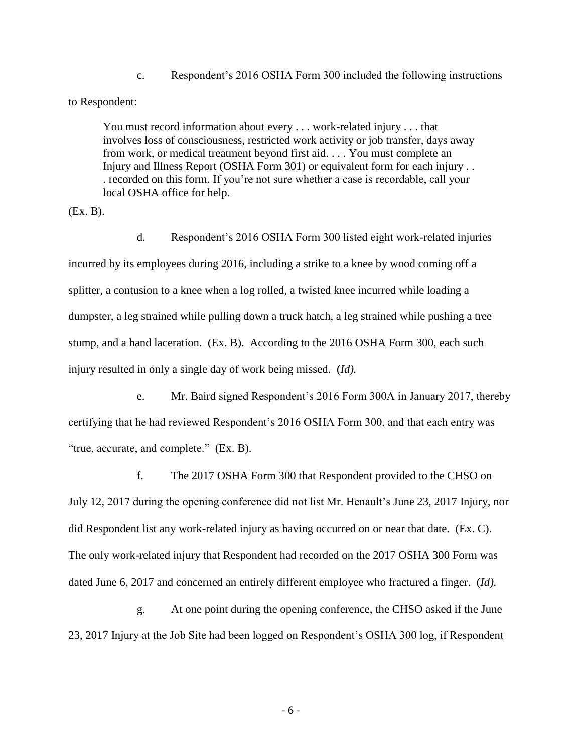c. Respondent's 2016 OSHA Form 300 included the following instructions to Respondent:

> You must record information about every . . . work-related injury . . . that involves loss of consciousness, restricted work activity or job transfer, days away from work, or medical treatment beyond first aid. . . . You must complete an Injury and Illness Report (OSHA Form 301) or equivalent form for each injury . . . recorded on this form. If you're not sure whether a case is recordable, call your local OSHA office for help.

(Ex. B).

d. Respondent's 2016 OSHA Form 300 listed eight work-related injuries incurred by its employees during 2016, including a strike to a knee by wood coming off a splitter, a contusion to a knee when a log rolled, a twisted knee incurred while loading a dumpster, a leg strained while pulling down a truck hatch, a leg strained while pushing a tree stump, and a hand laceration. (Ex. B). According to the 2016 OSHA Form 300, each such injury resulted in only a single day of work being missed. (*Id).*

e. Mr. Baird signed Respondent's 2016 Form 300A in January 2017, thereby certifying that he had reviewed Respondent's 2016 OSHA Form 300, and that each entry was "true, accurate, and complete." (Ex. B).

f. The 2017 OSHA Form 300 that Respondent provided to the CHSO on July 12, 2017 during the opening conference did not list Mr. Henault's June 23, 2017 Injury, nor did Respondent list any work-related injury as having occurred on or near that date. (Ex. C). The only work-related injury that Respondent had recorded on the 2017 OSHA 300 Form was dated June 6, 2017 and concerned an entirely different employee who fractured a finger. (*Id).*

g. At one point during the opening conference, the CHSO asked if the June 23, 2017 Injury at the Job Site had been logged on Respondent's OSHA 300 log, if Respondent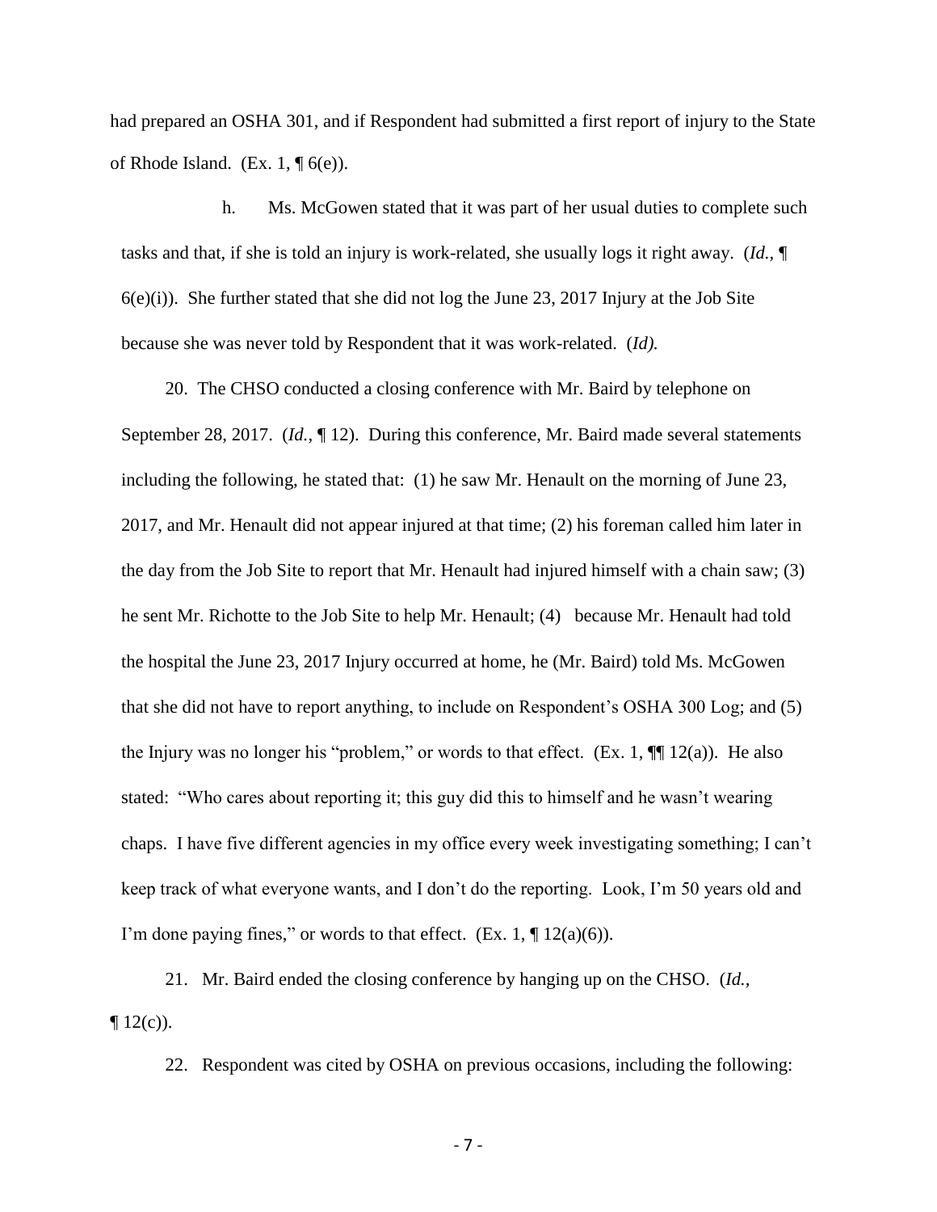had prepared an OSHA 301, and if Respondent had submitted a first report of injury to the State of Rhode Island. (Ex. 1, ¶ 6(e)).

h. Ms. McGowen stated that it was part of her usual duties to complete such tasks and that, if she is told an injury is work-related, she usually logs it right away. (*Id.*, ¶ 6(e)(i)). She further stated that she did not log the June 23, 2017 Injury at the Job Site because she was never told by Respondent that it was work-related. (*Id).*

20. The CHSO conducted a closing conference with Mr. Baird by telephone on September 28, 2017. (*Id.*, ¶ 12). During this conference, Mr. Baird made several statements including the following, he stated that: (1) he saw Mr. Henault on the morning of June 23, 2017, and Mr. Henault did not appear injured at that time; (2) his foreman called him later in the day from the Job Site to report that Mr. Henault had injured himself with a chain saw; (3) he sent Mr. Richotte to the Job Site to help Mr. Henault; (4) because Mr. Henault had told the hospital the June 23, 2017 Injury occurred at home, he (Mr. Baird) told Ms. McGowen that she did not have to report anything, to include on Respondent's OSHA 300 Log; and (5) the Injury was no longer his "problem," or words to that effect. (Ex. 1, ¶¶ 12(a)). He also stated: "Who cares about reporting it; this guy did this to himself and he wasn't wearing chaps. I have five different agencies in my office every week investigating something; I can't keep track of what everyone wants, and I don't do the reporting. Look, I'm 50 years old and I'm done paying fines," or words to that effect. (Ex. 1, ¶ 12(a)(6)).

21. Mr. Baird ended the closing conference by hanging up on the CHSO. (*Id.*, ¶ 12(c)).

22. Respondent was cited by OSHA on previous occasions, including the following: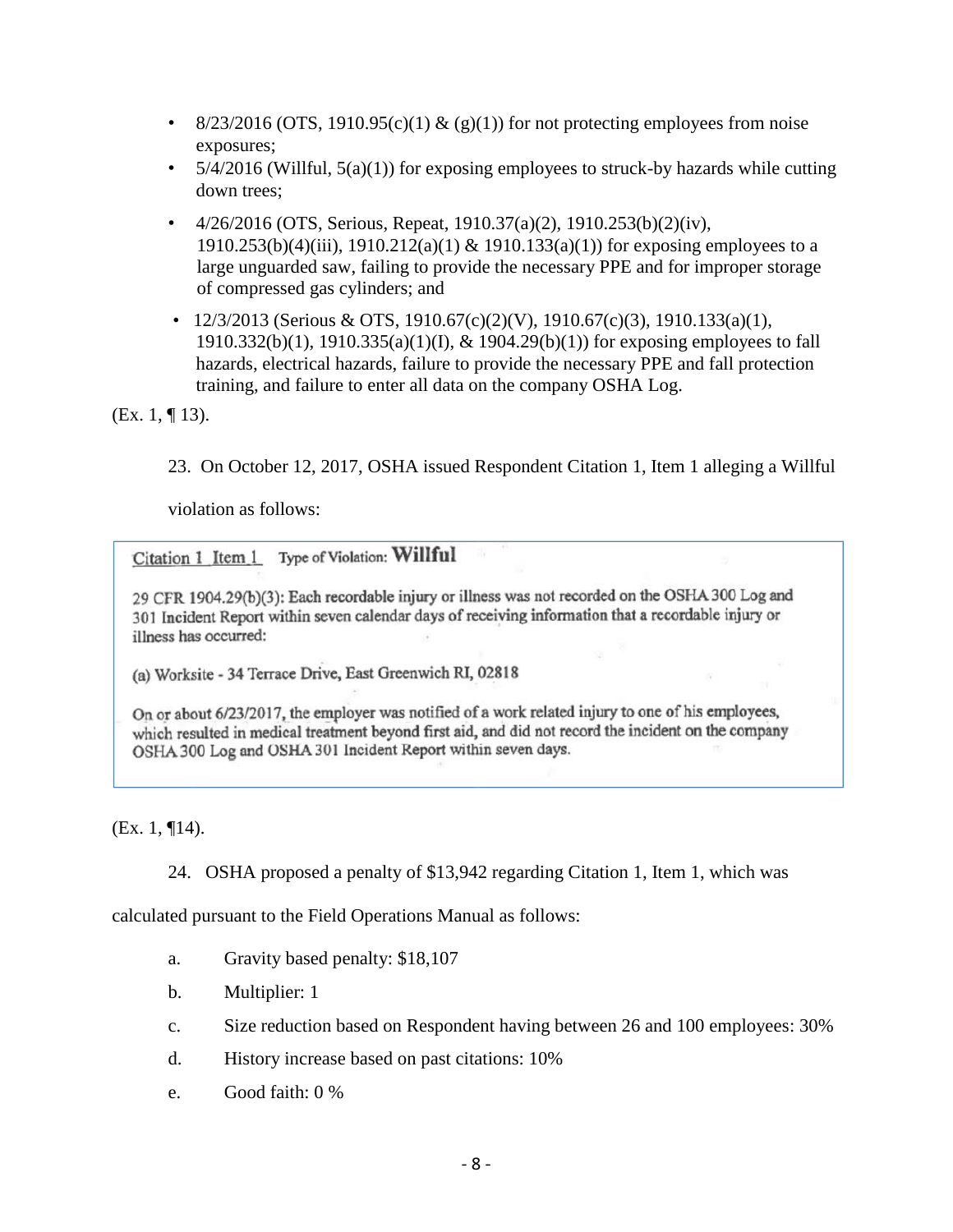- 8/23/2016 (OTS, 1910.95(c)(1) & (g)(1)) for not protecting employees from noise exposures;
- 5/4/2016 (Willful, 5(a)(1)) for exposing employees to struck-by hazards while cutting down trees;
- 4/26/2016 (OTS, Serious, Repeat, 1910.37(a)(2), 1910.253(b)(2)(iv), 1910.253(b)(4)(iii), 1910.212(a)(1) & 1910.133(a)(1)) for exposing employees to a large unguarded saw, failing to provide the necessary PPE and for improper storage of compressed gas cylinders; and
- 12/3/2013 (Serious & OTS, 1910.67(c)(2)(V), 1910.67(c)(3), 1910.133(a)(1), 1910.332(b)(1), 1910.335(a)(1)(I), & 1904.29(b)(1)) for exposing employees to fall hazards, electrical hazards, failure to provide the necessary PPE and fall protection training, and failure to enter all data on the company OSHA Log.

(Ex. 1, ¶ 13).

23. On October 12, 2017, OSHA issued Respondent Citation 1, Item 1 alleging a Willful violation as follows:

> Citation 1 Item 1 Type of Violation: **Willful**
>
> 29 CFR 1904.29(b)(3): Each recordable injury or illness was not recorded on the OSHA 300 Log and 301 Incident Report within seven calendar days of receiving information that a recordable injury or illness has occurred:
>
> (a) Worksite - 34 Terrace Drive, East Greenwich RI, 02818
>
> On or about 6/23/2017, the employer was notified of a work related injury to one of his employees, which resulted in medical treatment beyond first aid, and did not record the incident on the company OSHA 300 Log and OSHA 301 Incident Report within seven days.

(Ex. 1, ¶14).

24. OSHA proposed a penalty of $13,942 regarding Citation 1, Item 1, which was calculated pursuant to the Field Operations Manual as follows:

a. Gravity based penalty: $18,107

b. Multiplier: 1

c. Size reduction based on Respondent having between 26 and 100 employees: 30%

d. History increase based on past citations: 10%

e. Good faith: 0 %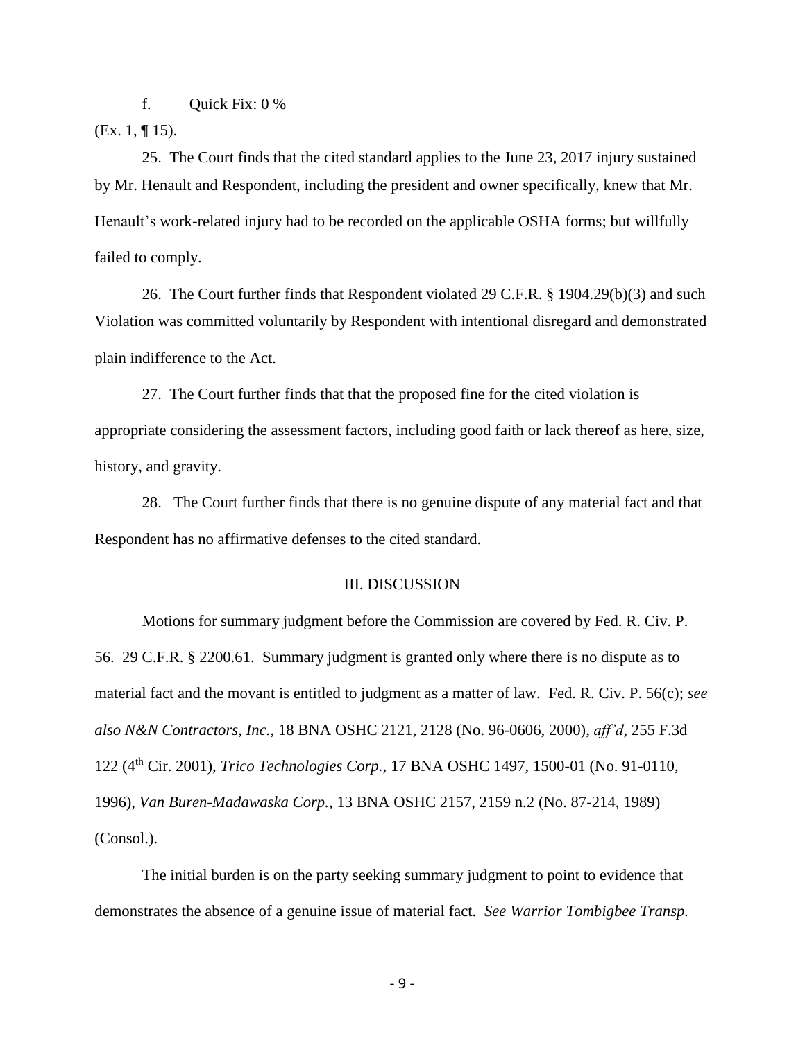f. Quick Fix: 0 %

(Ex. 1, ¶ 15).

25. The Court finds that the cited standard applies to the June 23, 2017 injury sustained by Mr. Henault and Respondent, including the president and owner specifically, knew that Mr. Henault's work-related injury had to be recorded on the applicable OSHA forms; but willfully failed to comply.

26. The Court further finds that Respondent violated 29 C.F.R. § 1904.29(b)(3) and such Violation was committed voluntarily by Respondent with intentional disregard and demonstrated plain indifference to the Act.

27. The Court further finds that that the proposed fine for the cited violation is appropriate considering the assessment factors, including good faith or lack thereof as here, size, history, and gravity.

28. The Court further finds that there is no genuine dispute of any material fact and that Respondent has no affirmative defenses to the cited standard.

## III. DISCUSSION

Motions for summary judgment before the Commission are covered by Fed. R. Civ. P. 56. 29 C.F.R. § 2200.61. Summary judgment is granted only where there is no dispute as to material fact and the movant is entitled to judgment as a matter of law. Fed. R. Civ. P. 56(c); *see also N&N Contractors, Inc.*, 18 BNA OSHC 2121, 2128 (No. 96-0606, 2000), *aff'd*, 255 F.3d 122 (4th Cir. 2001), *Trico Technologies Corp.*, 17 BNA OSHC 1497, 1500-01 (No. 91-0110, 1996), *Van Buren-Madawaska Corp.*, 13 BNA OSHC 2157, 2159 n.2 (No. 87-214, 1989) (Consol.).

The initial burden is on the party seeking summary judgment to point to evidence that demonstrates the absence of a genuine issue of material fact. *See Warrior Tombigbee Transp.*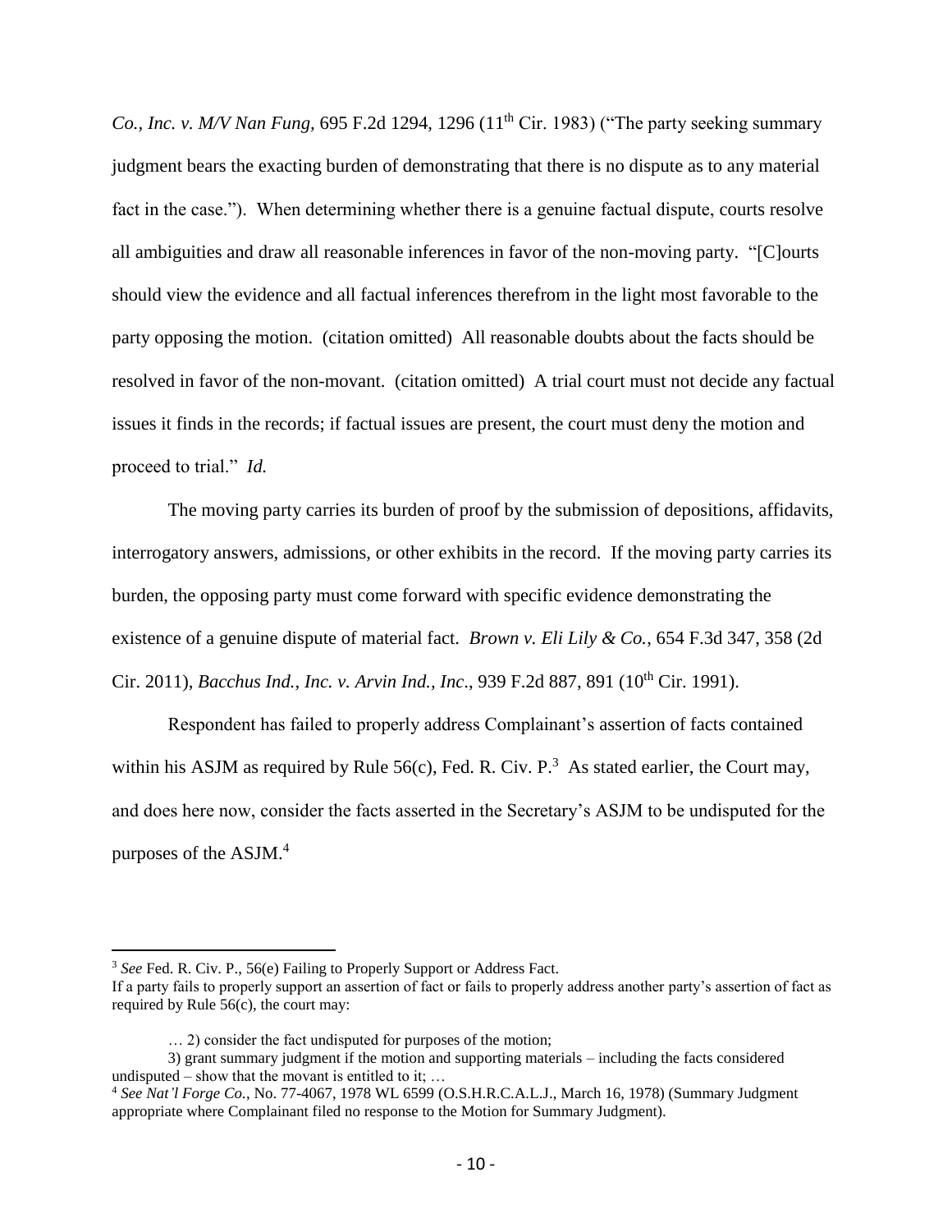*Co., Inc. v. M/V Nan Fung,* 695 F.2d 1294, 1296 (11th Cir. 1983) ("The party seeking summary judgment bears the exacting burden of demonstrating that there is no dispute as to any material fact in the case."). When determining whether there is a genuine factual dispute, courts resolve all ambiguities and draw all reasonable inferences in favor of the non-moving party. "[C]ourts should view the evidence and all factual inferences therefrom in the light most favorable to the party opposing the motion. (citation omitted) All reasonable doubts about the facts should be resolved in favor of the non-movant. (citation omitted) A trial court must not decide any factual issues it finds in the records; if factual issues are present, the court must deny the motion and proceed to trial." *Id.*

The moving party carries its burden of proof by the submission of depositions, affidavits, interrogatory answers, admissions, or other exhibits in the record. If the moving party carries its burden, the opposing party must come forward with specific evidence demonstrating the existence of a genuine dispute of material fact. *Brown v. Eli Lily & Co.*, 654 F.3d 347, 358 (2d Cir. 2011), *Bacchus Ind., Inc. v. Arvin Ind., Inc*., 939 F.2d 887, 891 (10th Cir. 1991).

Respondent has failed to properly address Complainant's assertion of facts contained within his ASJM as required by Rule 56(c), Fed. R. Civ. P.[3] As stated earlier, the Court may, and does here now, consider the facts asserted in the Secretary's ASJM to be undisputed for the purposes of the ASJM.[4]

---

[3] *See* Fed. R. Civ. P., 56(e) Failing to Properly Support or Address Fact.

If a party fails to properly support an assertion of fact or fails to properly address another party's assertion of fact as required by Rule 56(c), the court may:

… 2) consider the fact undisputed for purposes of the motion;

3) grant summary judgment if the motion and supporting materials – including the facts considered undisputed – show that the movant is entitled to it; …

[4] *See Nat'l Forge Co.*, No. 77-4067, 1978 WL 6599 (O.S.H.R.C.A.L.J., March 16, 1978) (Summary Judgment appropriate where Complainant filed no response to the Motion for Summary Judgment).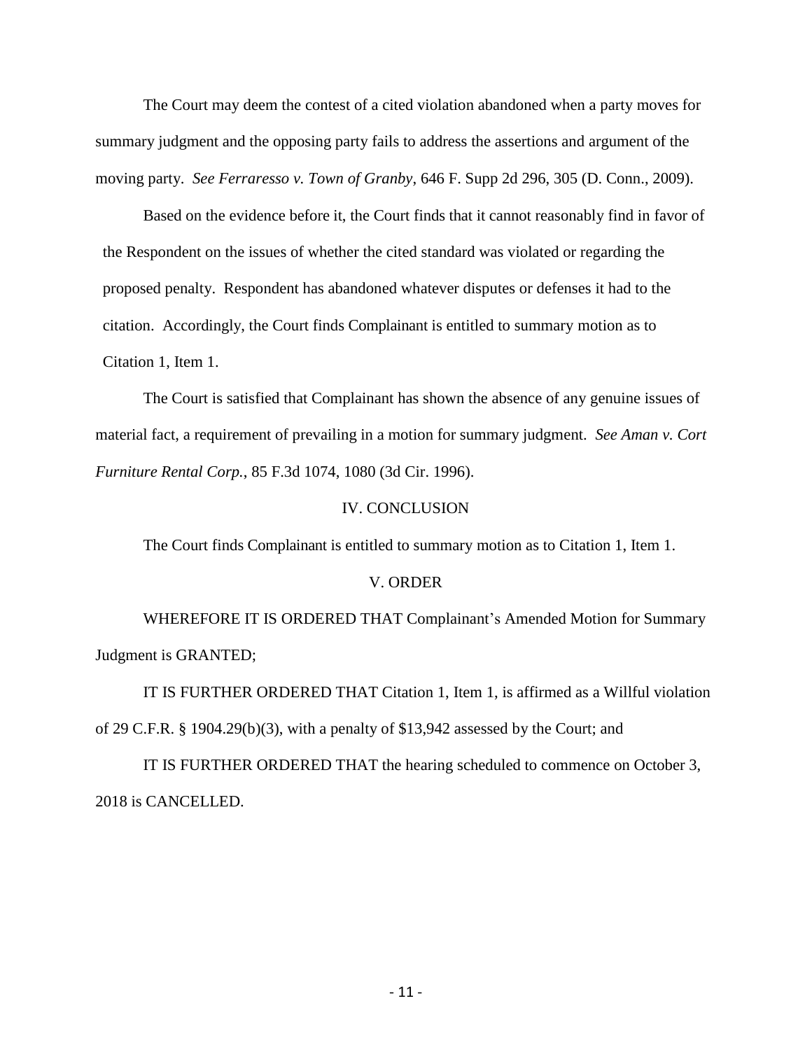The Court may deem the contest of a cited violation abandoned when a party moves for summary judgment and the opposing party fails to address the assertions and argument of the moving party. *See Ferraresso v. Town of Granby*, 646 F. Supp 2d 296, 305 (D. Conn., 2009).

Based on the evidence before it, the Court finds that it cannot reasonably find in favor of the Respondent on the issues of whether the cited standard was violated or regarding the proposed penalty. Respondent has abandoned whatever disputes or defenses it had to the citation. Accordingly, the Court finds Complainant is entitled to summary motion as to Citation 1, Item 1.

The Court is satisfied that Complainant has shown the absence of any genuine issues of material fact, a requirement of prevailing in a motion for summary judgment. *See Aman v. Cort Furniture Rental Corp.*, 85 F.3d 1074, 1080 (3d Cir. 1996).

## IV. CONCLUSION

The Court finds Complainant is entitled to summary motion as to Citation 1, Item 1.

## V. ORDER

WHEREFORE IT IS ORDERED THAT Complainant's Amended Motion for Summary Judgment is GRANTED;

IT IS FURTHER ORDERED THAT Citation 1, Item 1, is affirmed as a Willful violation of 29 C.F.R. § 1904.29(b)(3), with a penalty of $13,942 assessed by the Court; and

IT IS FURTHER ORDERED THAT the hearing scheduled to commence on October 3, 2018 is CANCELLED.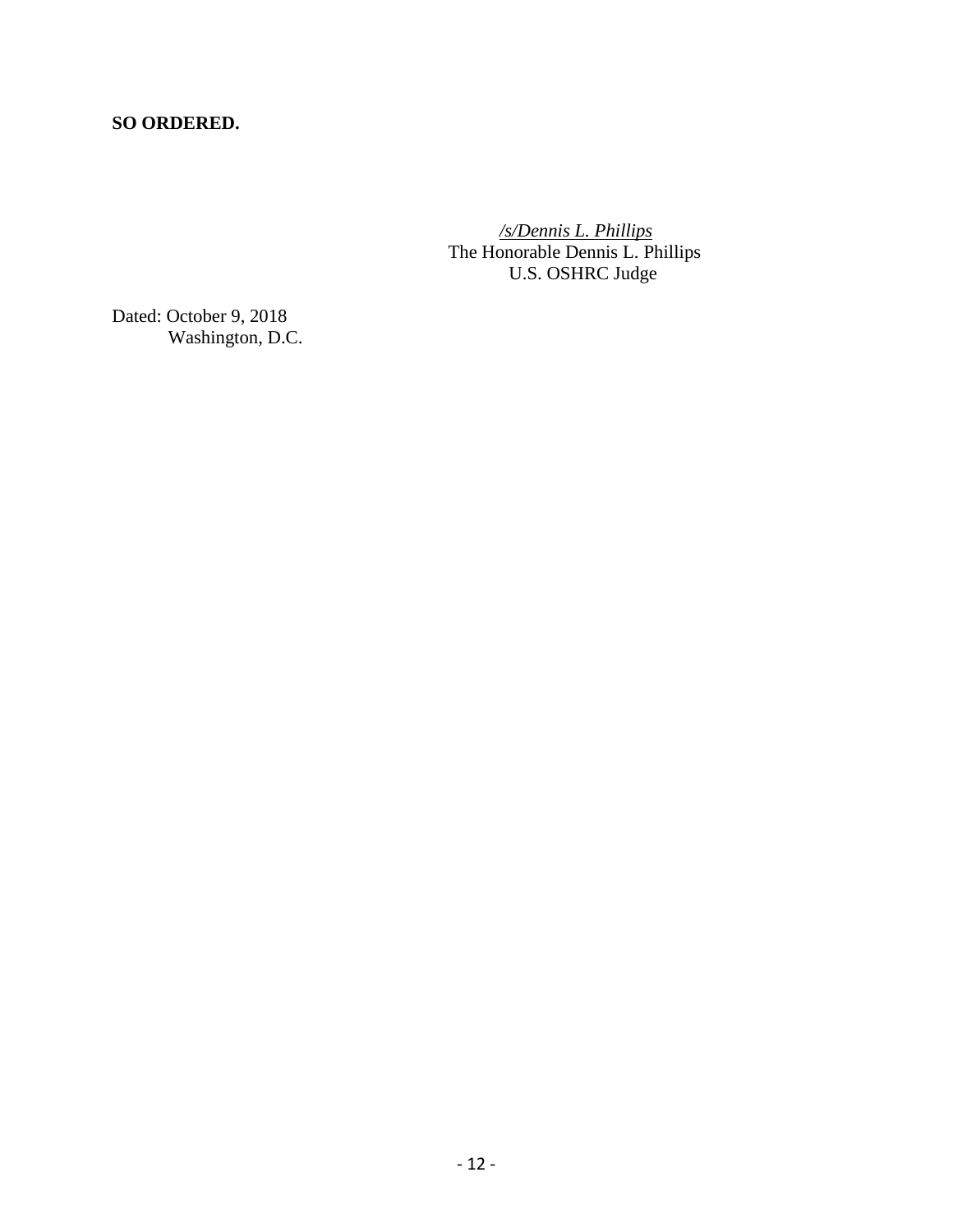**SO ORDERED.**

*/s/Dennis L. Phillips*
The Honorable Dennis L. Phillips
U.S. OSHRC Judge

Dated: October 9, 2018
Washington, D.C.